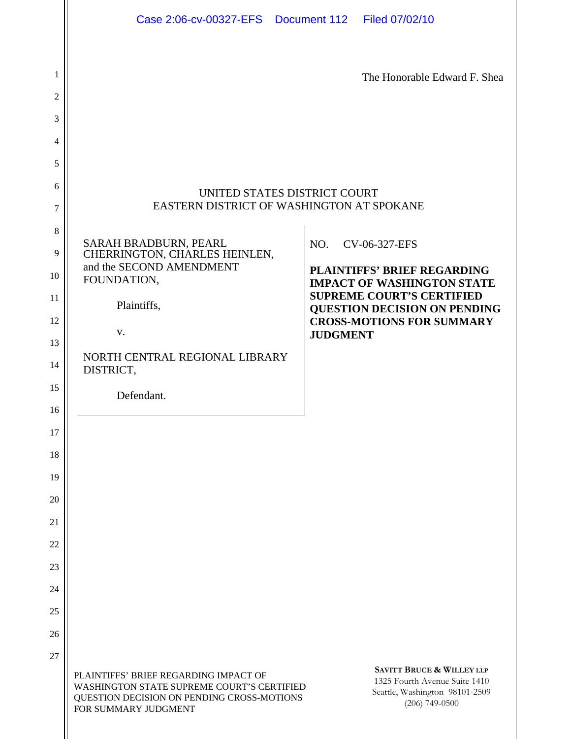The Honorable Edward F. Shea

UNITED STATES DISTRICT COURT
EASTERN DISTRICT OF WASHINGTON AT SPOKANE

SARAH BRADBURN, PEARL CHERRINGTON, CHARLES HEINLEN, and the SECOND AMENDMENT FOUNDATION,

Plaintiffs,

v.

NORTH CENTRAL REGIONAL LIBRARY DISTRICT,

Defendant.

NO. CV-06-327-EFS

**PLAINTIFFS' BRIEF REGARDING IMPACT OF WASHINGTON STATE SUPREME COURT'S CERTIFIED QUESTION DECISION ON PENDING CROSS-MOTIONS FOR SUMMARY JUDGMENT**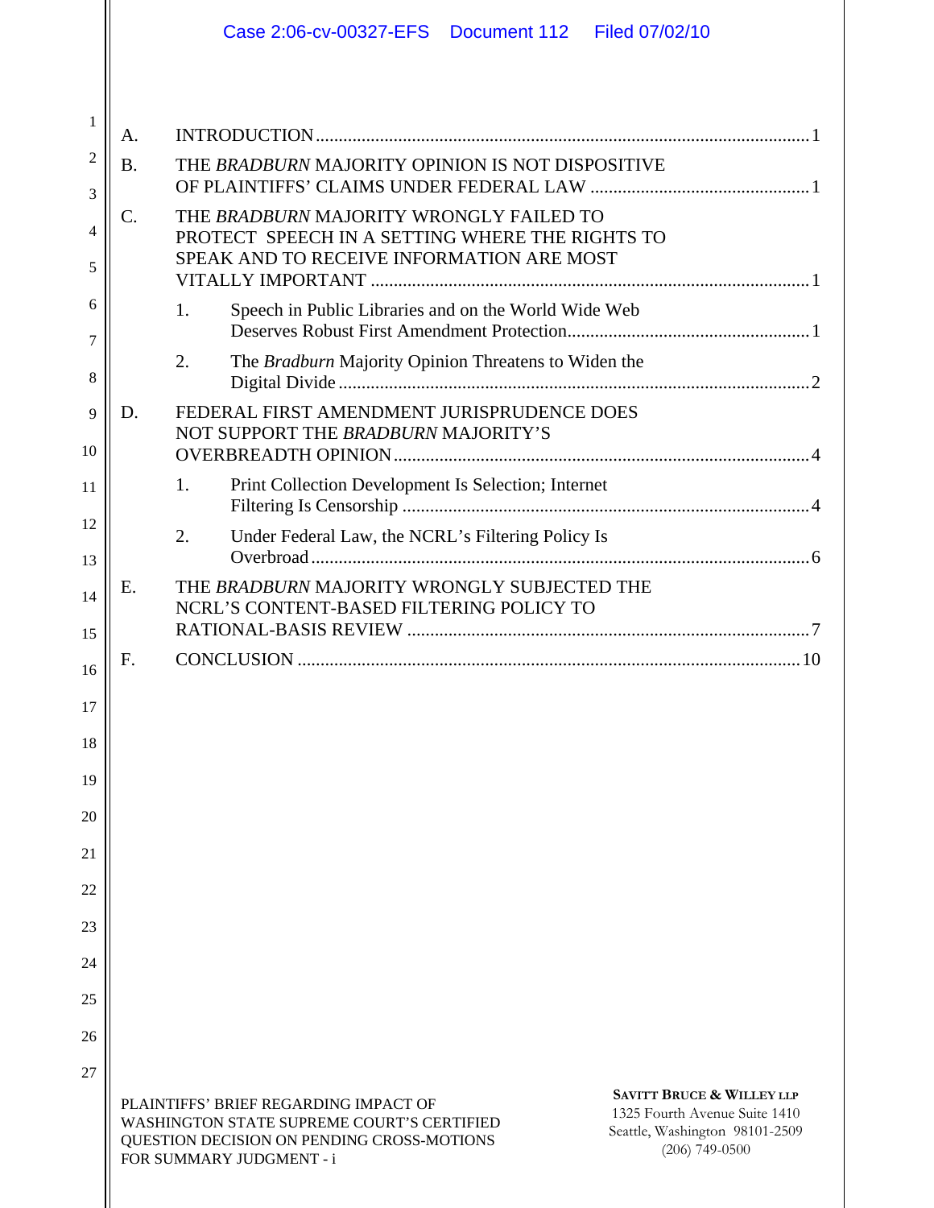A. INTRODUCTION .......... 1

B. THE *BRADBURN* MAJORITY OPINION IS NOT DISPOSITIVE OF PLAINTIFFS' CLAIMS UNDER FEDERAL LAW .......... 1

C. THE *BRADBURN* MAJORITY WRONGLY FAILED TO PROTECT SPEECH IN A SETTING WHERE THE RIGHTS TO SPEAK AND TO RECEIVE INFORMATION ARE MOST VITALLY IMPORTANT .......... 1

   1. Speech in Public Libraries and on the World Wide Web Deserves Robust First Amendment Protection .......... 1

   2. The *Bradburn* Majority Opinion Threatens to Widen the Digital Divide .......... 2

D. FEDERAL FIRST AMENDMENT JURISPRUDENCE DOES NOT SUPPORT THE *BRADBURN* MAJORITY'S OVERBREADTH OPINION .......... 4

   1. Print Collection Development Is Selection; Internet Filtering Is Censorship .......... 4

   2. Under Federal Law, the NCRL's Filtering Policy Is Overbroad .......... 6

E. THE *BRADBURN* MAJORITY WRONGLY SUBJECTED THE NCRL'S CONTENT-BASED FILTERING POLICY TO RATIONAL-BASIS REVIEW .......... 7

F. CONCLUSION .......... 10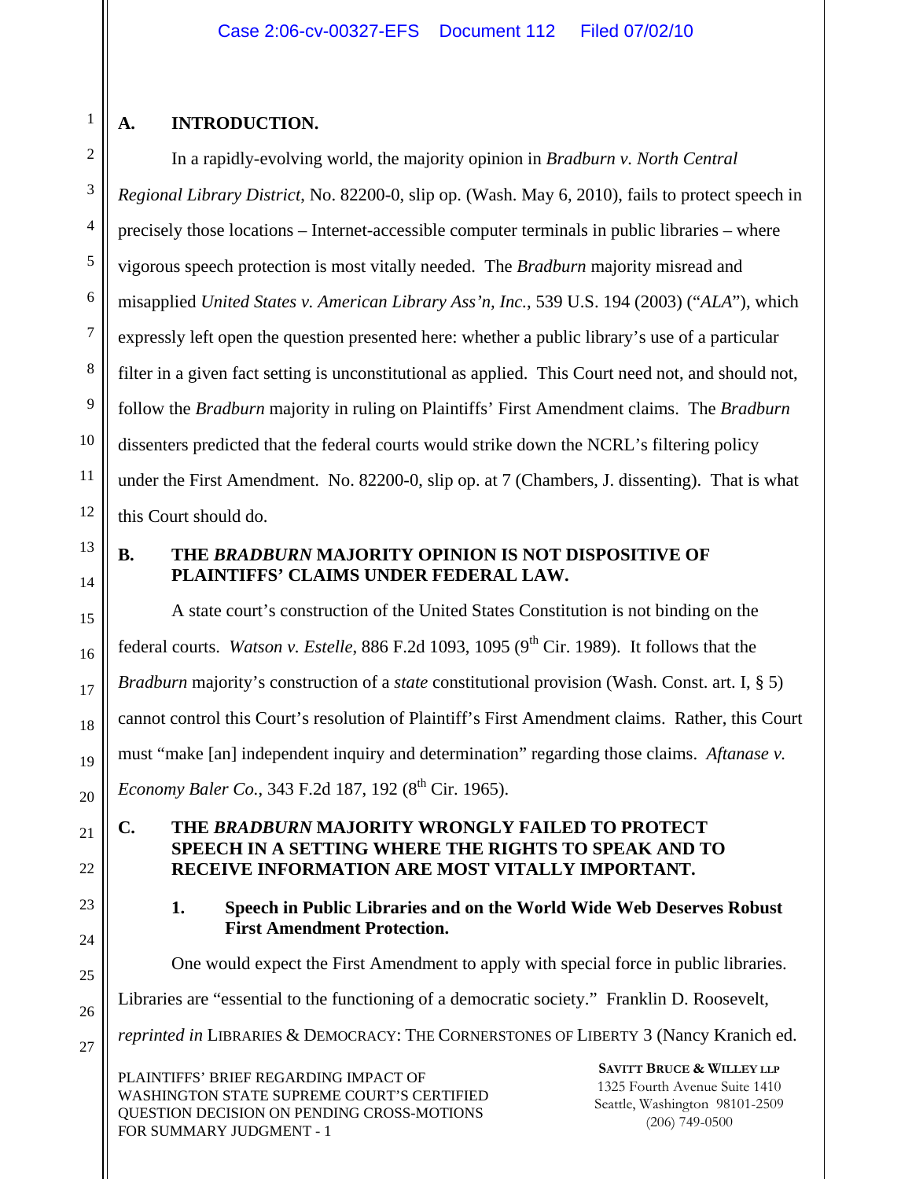## A. INTRODUCTION.

In a rapidly-evolving world, the majority opinion in *Bradburn v. North Central Regional Library District*, No. 82200-0, slip op. (Wash. May 6, 2010), fails to protect speech in precisely those locations – Internet-accessible computer terminals in public libraries – where vigorous speech protection is most vitally needed. The *Bradburn* majority misread and misapplied *United States v. American Library Ass'n, Inc.*, 539 U.S. 194 (2003) ("*ALA*"), which expressly left open the question presented here: whether a public library's use of a particular filter in a given fact setting is unconstitutional as applied. This Court need not, and should not, follow the *Bradburn* majority in ruling on Plaintiffs' First Amendment claims. The *Bradburn* dissenters predicted that the federal courts would strike down the NCRL's filtering policy under the First Amendment. No. 82200-0, slip op. at 7 (Chambers, J. dissenting). That is what this Court should do.

## B. THE *BRADBURN* MAJORITY OPINION IS NOT DISPOSITIVE OF PLAINTIFFS' CLAIMS UNDER FEDERAL LAW.

A state court's construction of the United States Constitution is not binding on the federal courts. *Watson v. Estelle*, 886 F.2d 1093, 1095 (9th Cir. 1989). It follows that the *Bradburn* majority's construction of a *state* constitutional provision (Wash. Const. art. I, § 5) cannot control this Court's resolution of Plaintiff's First Amendment claims. Rather, this Court must "make [an] independent inquiry and determination" regarding those claims. *Aftanase v. Economy Baler Co.*, 343 F.2d 187, 192 (8th Cir. 1965).

## C. THE *BRADBURN* MAJORITY WRONGLY FAILED TO PROTECT SPEECH IN A SETTING WHERE THE RIGHTS TO SPEAK AND TO RECEIVE INFORMATION ARE MOST VITALLY IMPORTANT.

### 1. Speech in Public Libraries and on the World Wide Web Deserves Robust First Amendment Protection.

One would expect the First Amendment to apply with special force in public libraries. Libraries are "essential to the functioning of a democratic society." Franklin D. Roosevelt, *reprinted in* LIBRARIES & DEMOCRACY: THE CORNERSTONES OF LIBERTY 3 (Nancy Kranich ed.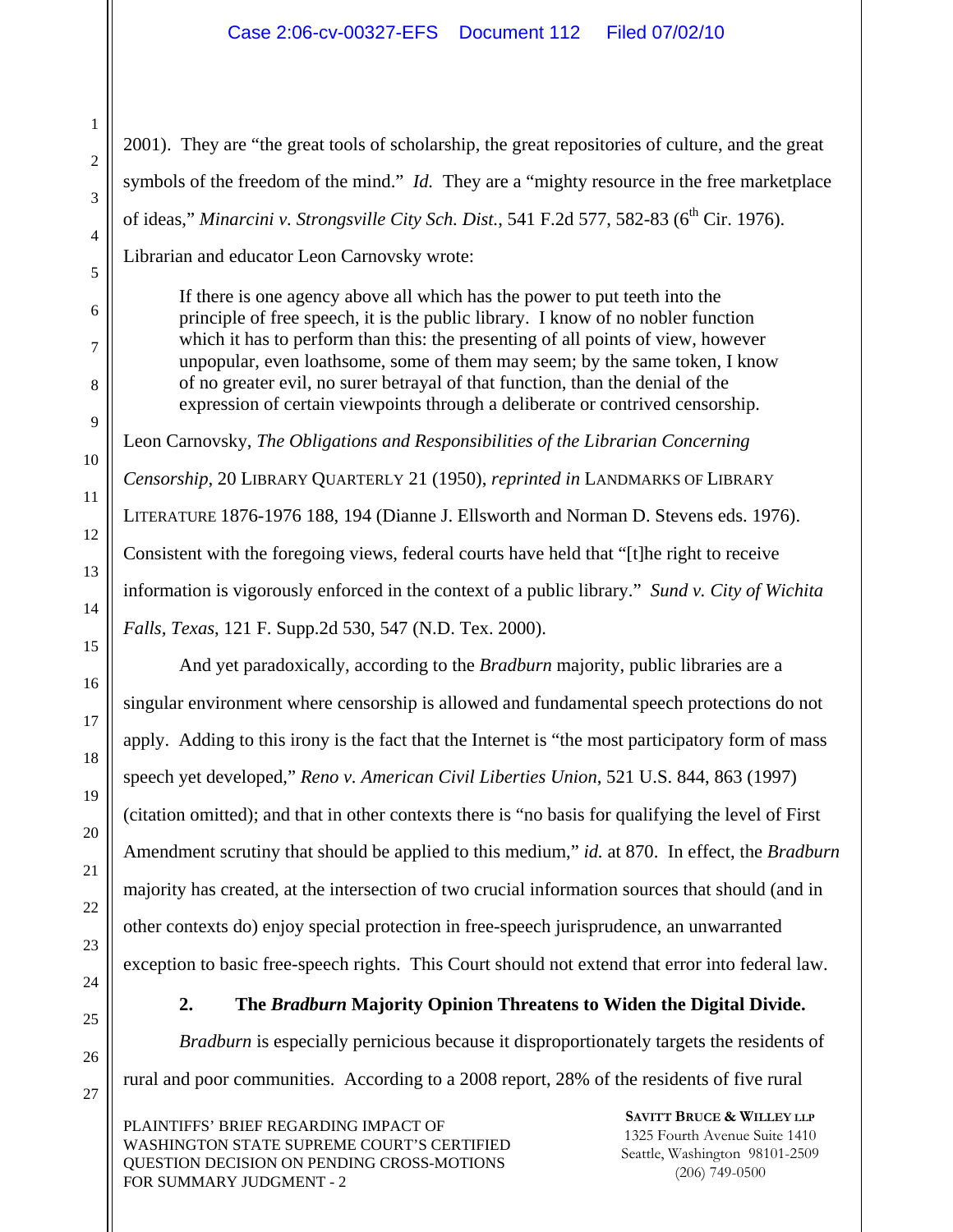2001). They are "the great tools of scholarship, the great repositories of culture, and the great symbols of the freedom of the mind." *Id.* They are a "mighty resource in the free marketplace of ideas," *Minarcini v. Strongsville City Sch. Dist.*, 541 F.2d 577, 582-83 (6th Cir. 1976). Librarian and educator Leon Carnovsky wrote:

> If there is one agency above all which has the power to put teeth into the principle of free speech, it is the public library. I know of no nobler function which it has to perform than this: the presenting of all points of view, however unpopular, even loathsome, some of them may seem; by the same token, I know of no greater evil, no surer betrayal of that function, than the denial of the expression of certain viewpoints through a deliberate or contrived censorship.

Leon Carnovsky, *The Obligations and Responsibilities of the Librarian Concerning Censorship*, 20 LIBRARY QUARTERLY 21 (1950), *reprinted in* LANDMARKS OF LIBRARY LITERATURE 1876-1976 188, 194 (Dianne J. Ellsworth and Norman D. Stevens eds. 1976). Consistent with the foregoing views, federal courts have held that "[t]he right to receive information is vigorously enforced in the context of a public library." *Sund v. City of Wichita Falls, Texas*, 121 F. Supp.2d 530, 547 (N.D. Tex. 2000).

And yet paradoxically, according to the *Bradburn* majority, public libraries are a singular environment where censorship is allowed and fundamental speech protections do not apply. Adding to this irony is the fact that the Internet is "the most participatory form of mass speech yet developed," *Reno v. American Civil Liberties Union*, 521 U.S. 844, 863 (1997) (citation omitted); and that in other contexts there is "no basis for qualifying the level of First Amendment scrutiny that should be applied to this medium," *id.* at 870. In effect, the *Bradburn* majority has created, at the intersection of two crucial information sources that should (and in other contexts do) enjoy special protection in free-speech jurisprudence, an unwarranted exception to basic free-speech rights. This Court should not extend that error into federal law.

**2. The *Bradburn* Majority Opinion Threatens to Widen the Digital Divide.**

*Bradburn* is especially pernicious because it disproportionately targets the residents of rural and poor communities. According to a 2008 report, 28% of the residents of five rural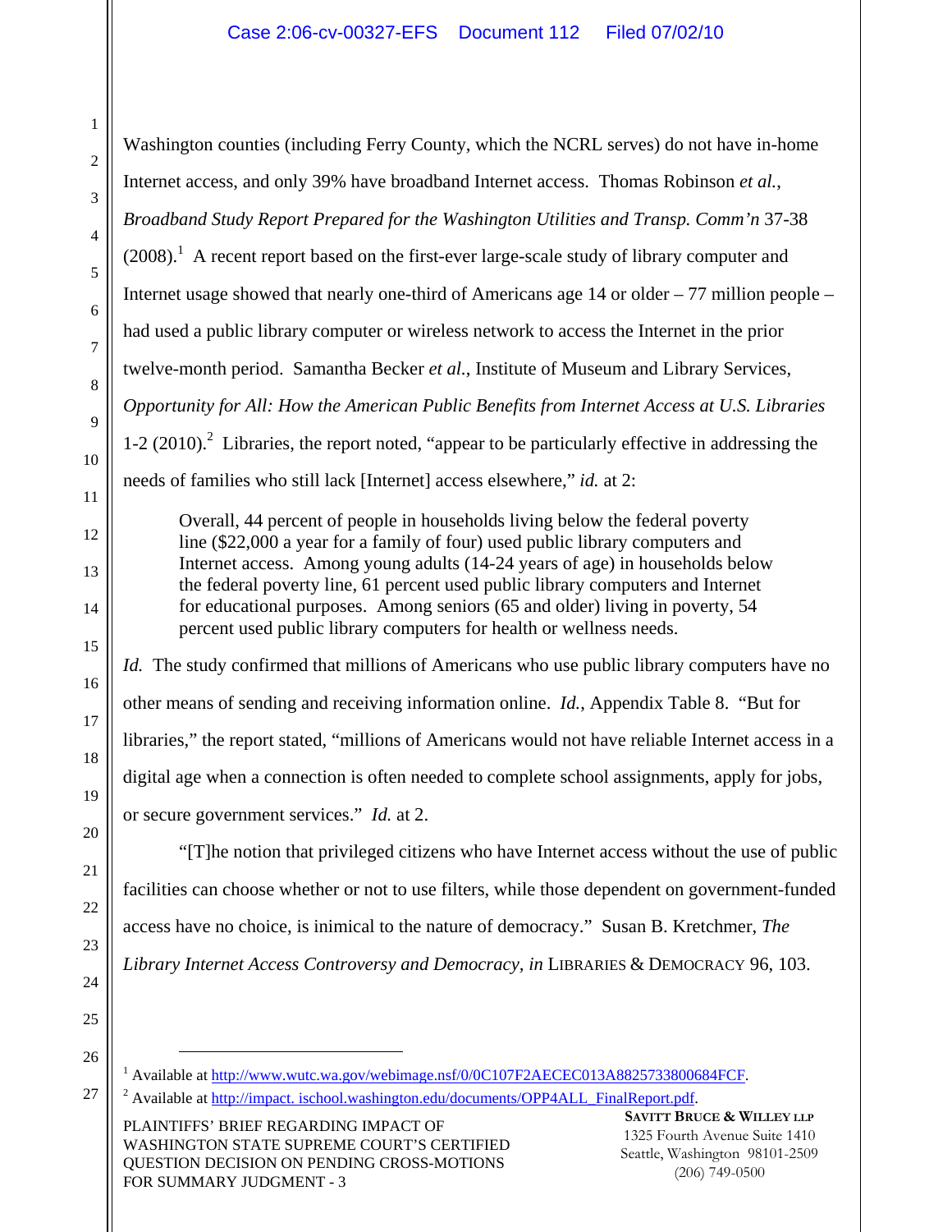Washington counties (including Ferry County, which the NCRL serves) do not have in-home Internet access, and only 39% have broadband Internet access. Thomas Robinson *et al.*, *Broadband Study Report Prepared for the Washington Utilities and Transp. Comm'n* 37-38 (2008).[1] A recent report based on the first-ever large-scale study of library computer and Internet usage showed that nearly one-third of Americans age 14 or older – 77 million people – had used a public library computer or wireless network to access the Internet in the prior twelve-month period. Samantha Becker *et al.*, Institute of Museum and Library Services, *Opportunity for All: How the American Public Benefits from Internet Access at U.S. Libraries* 1-2 (2010).[2] Libraries, the report noted, "appear to be particularly effective in addressing the needs of families who still lack [Internet] access elsewhere," *id.* at 2:

> Overall, 44 percent of people in households living below the federal poverty line ($22,000 a year for a family of four) used public library computers and Internet access. Among young adults (14-24 years of age) in households below the federal poverty line, 61 percent used public library computers and Internet for educational purposes. Among seniors (65 and older) living in poverty, 54 percent used public library computers for health or wellness needs.

*Id.* The study confirmed that millions of Americans who use public library computers have no other means of sending and receiving information online. *Id.*, Appendix Table 8. "But for libraries," the report stated, "millions of Americans would not have reliable Internet access in a digital age when a connection is often needed to complete school assignments, apply for jobs, or secure government services." *Id.* at 2.

"[T]he notion that privileged citizens who have Internet access without the use of public facilities can choose whether or not to use filters, while those dependent on government-funded access have no choice, is inimical to the nature of democracy." Susan B. Kretchmer, *The Library Internet Access Controversy and Democracy, in* LIBRARIES & DEMOCRACY 96, 103.

---

[1] Available at http://www.wutc.wa.gov/webimage.nsf/0/0C107F2AECEC013A8825733800684FCF.

[2] Available at http://impact. ischool.washington.edu/documents/OPP4ALL_FinalReport.pdf.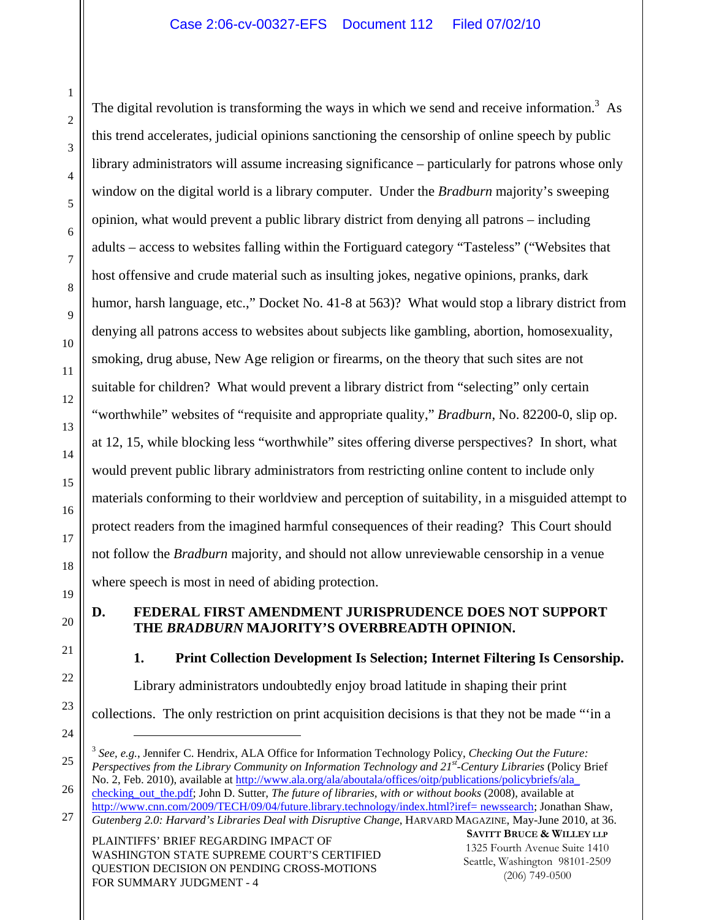The digital revolution is transforming the ways in which we send and receive information.[3] As this trend accelerates, judicial opinions sanctioning the censorship of online speech by public library administrators will assume increasing significance – particularly for patrons whose only window on the digital world is a library computer. Under the *Bradburn* majority's sweeping opinion, what would prevent a public library district from denying all patrons – including adults – access to websites falling within the Fortiguard category "Tasteless" ("Websites that host offensive and crude material such as insulting jokes, negative opinions, pranks, dark humor, harsh language, etc.," Docket No. 41-8 at 563)? What would stop a library district from denying all patrons access to websites about subjects like gambling, abortion, homosexuality, smoking, drug abuse, New Age religion or firearms, on the theory that such sites are not suitable for children? What would prevent a library district from "selecting" only certain "worthwhile" websites of "requisite and appropriate quality," *Bradburn*, No. 82200-0, slip op. at 12, 15, while blocking less "worthwhile" sites offering diverse perspectives? In short, what would prevent public library administrators from restricting online content to include only materials conforming to their worldview and perception of suitability, in a misguided attempt to protect readers from the imagined harmful consequences of their reading? This Court should not follow the *Bradburn* majority, and should not allow unreviewable censorship in a venue where speech is most in need of abiding protection.

## D. FEDERAL FIRST AMENDMENT JURISPRUDENCE DOES NOT SUPPORT THE *BRADBURN* MAJORITY'S OVERBREADTH OPINION.

### 1. Print Collection Development Is Selection; Internet Filtering Is Censorship.

Library administrators undoubtedly enjoy broad latitude in shaping their print collections. The only restriction on print acquisition decisions is that they not be made "'in a

---

[3] *See, e.g.,* Jennifer C. Hendrix, ALA Office for Information Technology Policy, *Checking Out the Future: Perspectives from the Library Community on Information Technology and 21st-Century Libraries* (Policy Brief No. 2, Feb. 2010), available at http://www.ala.org/ala/aboutala/offices/oitp/publications/policybriefs/ala_checking_out_the.pdf; John D. Sutter, *The future of libraries, with or without books* (2008), available at http://www.cnn.com/2009/TECH/09/04/future.library.technology/index.html?iref= newssearch; Jonathan Shaw, *Gutenberg 2.0: Harvard's Libraries Deal with Disruptive Change*, HARVARD MAGAZINE, May-June 2010, at 36.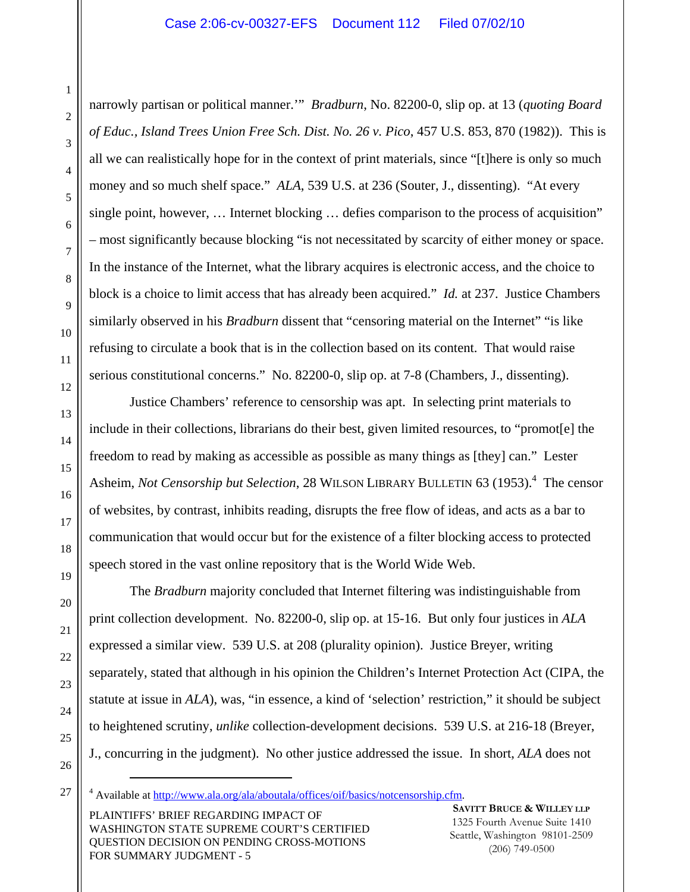narrowly partisan or political manner.'" *Bradburn*, No. 82200-0, slip op. at 13 (*quoting Board of Educ., Island Trees Union Free Sch. Dist. No. 26 v. Pico*, 457 U.S. 853, 870 (1982)). This is all we can realistically hope for in the context of print materials, since "[t]here is only so much money and so much shelf space." *ALA*, 539 U.S. at 236 (Souter, J., dissenting). "At every single point, however, … Internet blocking … defies comparison to the process of acquisition" – most significantly because blocking "is not necessitated by scarcity of either money or space. In the instance of the Internet, what the library acquires is electronic access, and the choice to block is a choice to limit access that has already been acquired." *Id.* at 237. Justice Chambers similarly observed in his *Bradburn* dissent that "censoring material on the Internet" "is like refusing to circulate a book that is in the collection based on its content. That would raise serious constitutional concerns." No. 82200-0, slip op. at 7-8 (Chambers, J., dissenting).

Justice Chambers' reference to censorship was apt. In selecting print materials to include in their collections, librarians do their best, given limited resources, to "promot[e] the freedom to read by making as accessible as possible as many things as [they] can." Lester Asheim, *Not Censorship but Selection*, 28 WILSON LIBRARY BULLETIN 63 (1953).[4] The censor of websites, by contrast, inhibits reading, disrupts the free flow of ideas, and acts as a bar to communication that would occur but for the existence of a filter blocking access to protected speech stored in the vast online repository that is the World Wide Web.

The *Bradburn* majority concluded that Internet filtering was indistinguishable from print collection development. No. 82200-0, slip op. at 15-16. But only four justices in *ALA* expressed a similar view. 539 U.S. at 208 (plurality opinion). Justice Breyer, writing separately, stated that although in his opinion the Children's Internet Protection Act (CIPA, the statute at issue in *ALA*), was, "in essence, a kind of 'selection' restriction," it should be subject to heightened scrutiny, *unlike* collection-development decisions. 539 U.S. at 216-18 (Breyer, J., concurring in the judgment). No other justice addressed the issue. In short, *ALA* does not

[4] Available at http://www.ala.org/ala/aboutala/offices/oif/basics/notcensorship.cfm.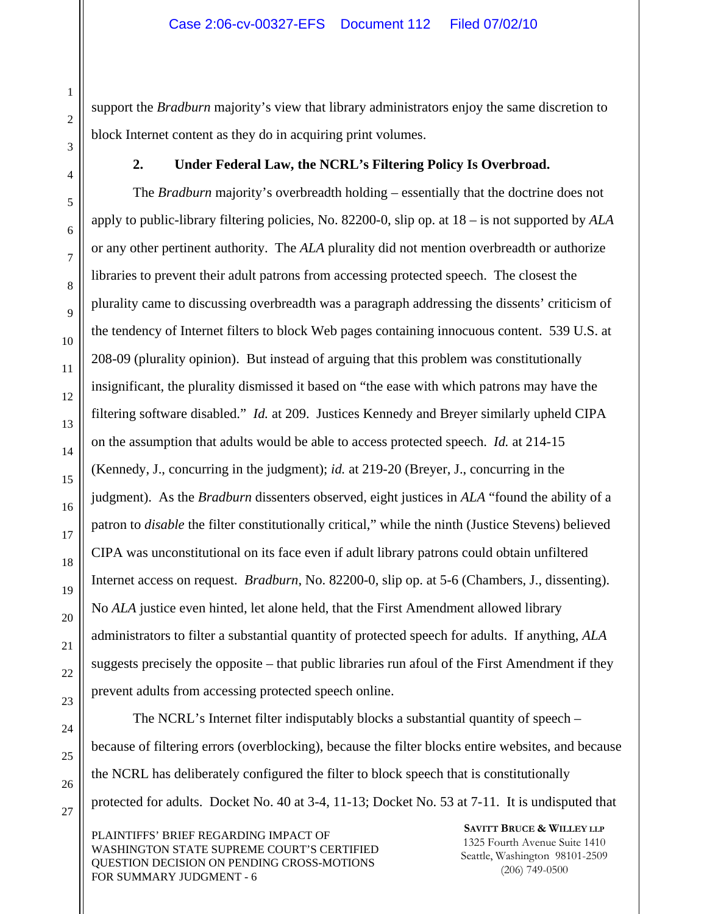support the *Bradburn* majority's view that library administrators enjoy the same discretion to block Internet content as they do in acquiring print volumes.

**2. Under Federal Law, the NCRL's Filtering Policy Is Overbroad.**

The *Bradburn* majority's overbreadth holding – essentially that the doctrine does not apply to public-library filtering policies, No. 82200-0, slip op. at 18 – is not supported by *ALA* or any other pertinent authority. The *ALA* plurality did not mention overbreadth or authorize libraries to prevent their adult patrons from accessing protected speech. The closest the plurality came to discussing overbreadth was a paragraph addressing the dissents' criticism of the tendency of Internet filters to block Web pages containing innocuous content. 539 U.S. at 208-09 (plurality opinion). But instead of arguing that this problem was constitutionally insignificant, the plurality dismissed it based on "the ease with which patrons may have the filtering software disabled." *Id.* at 209. Justices Kennedy and Breyer similarly upheld CIPA on the assumption that adults would be able to access protected speech. *Id.* at 214-15 (Kennedy, J., concurring in the judgment); *id.* at 219-20 (Breyer, J., concurring in the judgment). As the *Bradburn* dissenters observed, eight justices in *ALA* "found the ability of a patron to *disable* the filter constitutionally critical," while the ninth (Justice Stevens) believed CIPA was unconstitutional on its face even if adult library patrons could obtain unfiltered Internet access on request. *Bradburn*, No. 82200-0, slip op. at 5-6 (Chambers, J., dissenting). No *ALA* justice even hinted, let alone held, that the First Amendment allowed library administrators to filter a substantial quantity of protected speech for adults. If anything, *ALA* suggests precisely the opposite – that public libraries run afoul of the First Amendment if they prevent adults from accessing protected speech online.

The NCRL's Internet filter indisputably blocks a substantial quantity of speech – because of filtering errors (overblocking), because the filter blocks entire websites, and because the NCRL has deliberately configured the filter to block speech that is constitutionally protected for adults. Docket No. 40 at 3-4, 11-13; Docket No. 53 at 7-11. It is undisputed that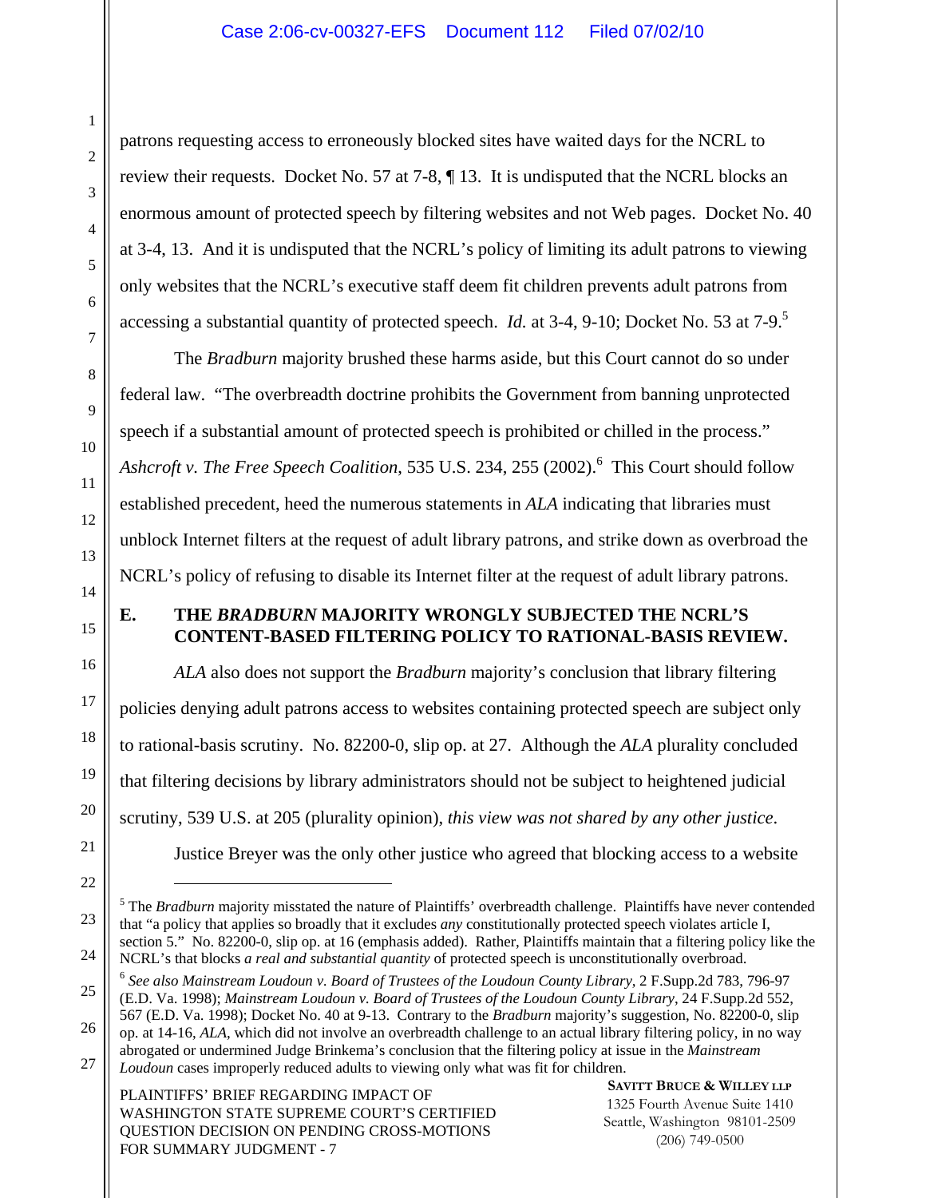patrons requesting access to erroneously blocked sites have waited days for the NCRL to review their requests. Docket No. 57 at 7-8, ¶ 13. It is undisputed that the NCRL blocks an enormous amount of protected speech by filtering websites and not Web pages. Docket No. 40 at 3-4, 13. And it is undisputed that the NCRL's policy of limiting its adult patrons to viewing only websites that the NCRL's executive staff deem fit children prevents adult patrons from accessing a substantial quantity of protected speech. *Id.* at 3-4, 9-10; Docket No. 53 at 7-9.[5]

The *Bradburn* majority brushed these harms aside, but this Court cannot do so under federal law. "The overbreadth doctrine prohibits the Government from banning unprotected speech if a substantial amount of protected speech is prohibited or chilled in the process." *Ashcroft v. The Free Speech Coalition*, 535 U.S. 234, 255 (2002).[6] This Court should follow established precedent, heed the numerous statements in *ALA* indicating that libraries must unblock Internet filters at the request of adult library patrons, and strike down as overbroad the NCRL's policy of refusing to disable its Internet filter at the request of adult library patrons.

### E. THE *BRADBURN* MAJORITY WRONGLY SUBJECTED THE NCRL'S CONTENT-BASED FILTERING POLICY TO RATIONAL-BASIS REVIEW.

*ALA* also does not support the *Bradburn* majority's conclusion that library filtering policies denying adult patrons access to websites containing protected speech are subject only to rational-basis scrutiny. No. 82200-0, slip op. at 27. Although the *ALA* plurality concluded that filtering decisions by library administrators should not be subject to heightened judicial scrutiny, 539 U.S. at 205 (plurality opinion), *this view was not shared by any other justice*.

Justice Breyer was the only other justice who agreed that blocking access to a website

---

[5] The *Bradburn* majority misstated the nature of Plaintiffs' overbreadth challenge. Plaintiffs have never contended that "a policy that applies so broadly that it excludes *any* constitutionally protected speech violates article I, section 5." No. 82200-0, slip op. at 16 (emphasis added). Rather, Plaintiffs maintain that a filtering policy like the NCRL's that blocks *a real and substantial quantity* of protected speech is unconstitutionally overbroad.

[6] *See also Mainstream Loudoun v. Board of Trustees of the Loudoun County Library*, 2 F.Supp.2d 783, 796-97 (E.D. Va. 1998); *Mainstream Loudoun v. Board of Trustees of the Loudoun County Library*, 24 F.Supp.2d 552, 567 (E.D. Va. 1998); Docket No. 40 at 9-13. Contrary to the *Bradburn* majority's suggestion, No. 82200-0, slip op. at 14-16, *ALA*, which did not involve an overbreadth challenge to an actual library filtering policy, in no way abrogated or undermined Judge Brinkema's conclusion that the filtering policy at issue in the *Mainstream Loudoun* cases improperly reduced adults to viewing only what was fit for children.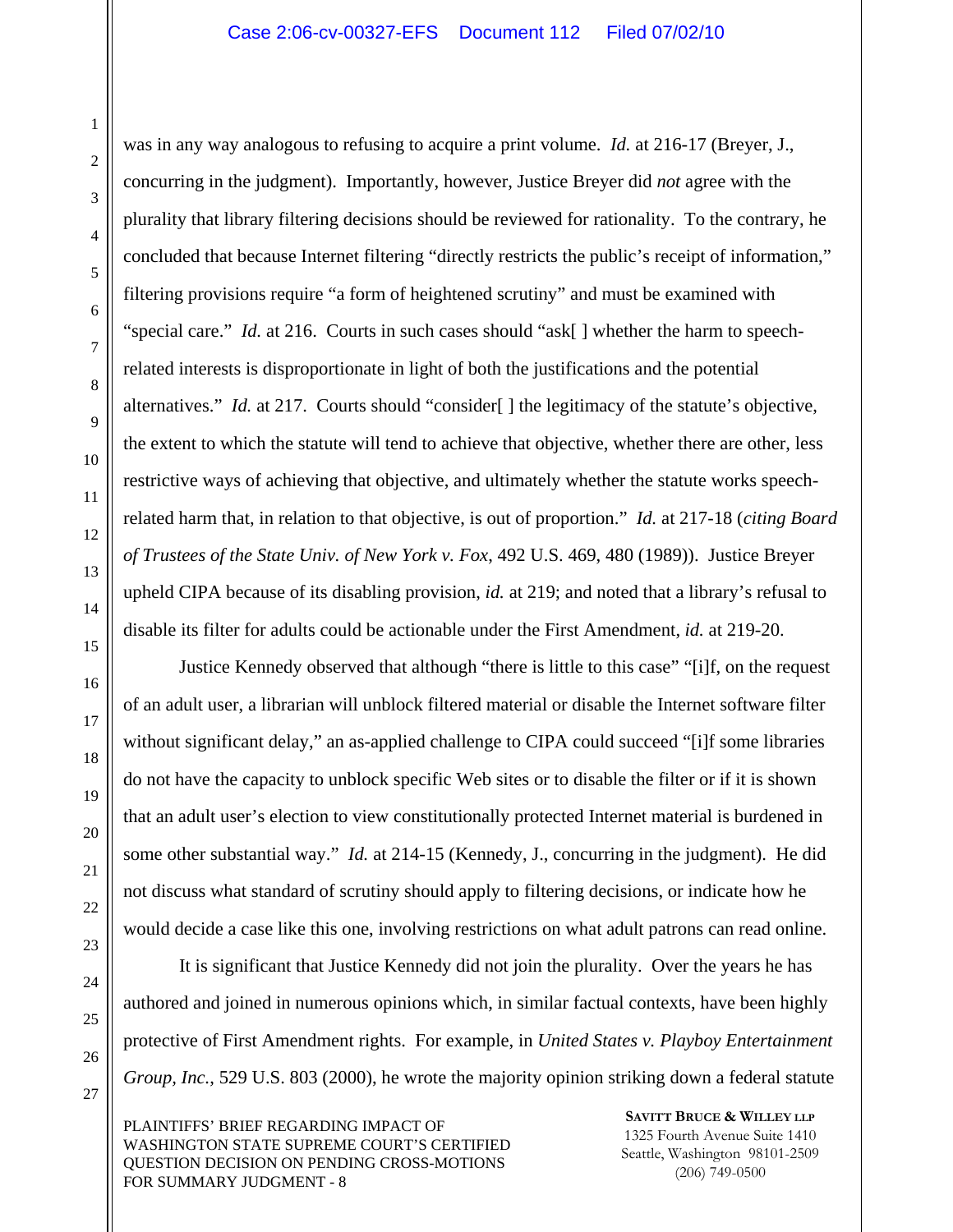was in any way analogous to refusing to acquire a print volume. *Id.* at 216-17 (Breyer, J., concurring in the judgment). Importantly, however, Justice Breyer did *not* agree with the plurality that library filtering decisions should be reviewed for rationality. To the contrary, he concluded that because Internet filtering "directly restricts the public's receipt of information," filtering provisions require "a form of heightened scrutiny" and must be examined with "special care." *Id.* at 216. Courts in such cases should "ask[ ] whether the harm to speech-related interests is disproportionate in light of both the justifications and the potential alternatives." *Id.* at 217. Courts should "consider[ ] the legitimacy of the statute's objective, the extent to which the statute will tend to achieve that objective, whether there are other, less restrictive ways of achieving that objective, and ultimately whether the statute works speech-related harm that, in relation to that objective, is out of proportion." *Id.* at 217-18 (*citing Board of Trustees of the State Univ. of New York v. Fox*, 492 U.S. 469, 480 (1989)). Justice Breyer upheld CIPA because of its disabling provision, *id.* at 219; and noted that a library's refusal to disable its filter for adults could be actionable under the First Amendment, *id.* at 219-20.

Justice Kennedy observed that although "there is little to this case" "[i]f, on the request of an adult user, a librarian will unblock filtered material or disable the Internet software filter without significant delay," an as-applied challenge to CIPA could succeed "[i]f some libraries do not have the capacity to unblock specific Web sites or to disable the filter or if it is shown that an adult user's election to view constitutionally protected Internet material is burdened in some other substantial way." *Id.* at 214-15 (Kennedy, J., concurring in the judgment). He did not discuss what standard of scrutiny should apply to filtering decisions, or indicate how he would decide a case like this one, involving restrictions on what adult patrons can read online.

It is significant that Justice Kennedy did not join the plurality. Over the years he has authored and joined in numerous opinions which, in similar factual contexts, have been highly protective of First Amendment rights. For example, in *United States v. Playboy Entertainment Group, Inc.*, 529 U.S. 803 (2000), he wrote the majority opinion striking down a federal statute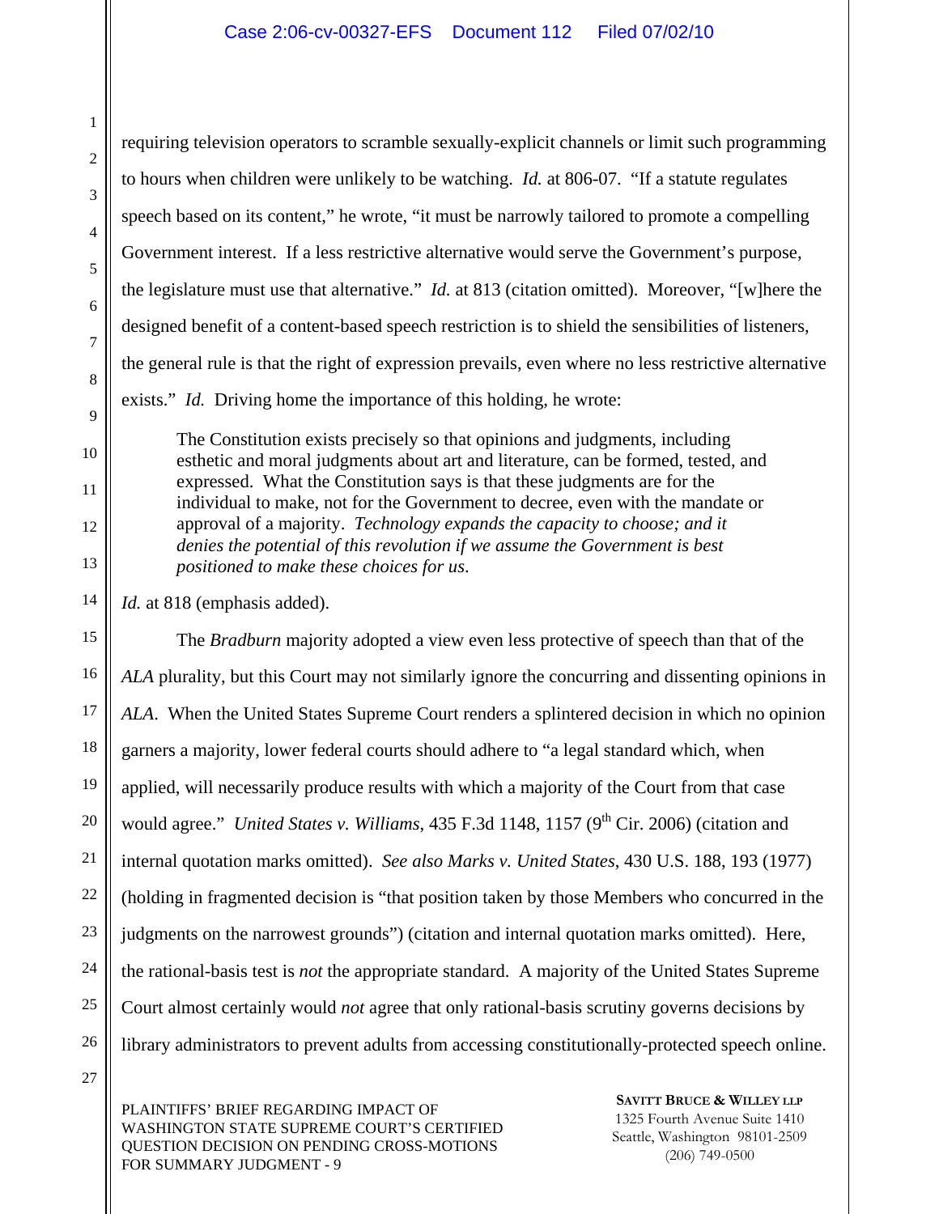requiring television operators to scramble sexually-explicit channels or limit such programming to hours when children were unlikely to be watching. *Id.* at 806-07. "If a statute regulates speech based on its content," he wrote, "it must be narrowly tailored to promote a compelling Government interest. If a less restrictive alternative would serve the Government's purpose, the legislature must use that alternative." *Id.* at 813 (citation omitted). Moreover, "[w]here the designed benefit of a content-based speech restriction is to shield the sensibilities of listeners, the general rule is that the right of expression prevails, even where no less restrictive alternative exists." *Id.* Driving home the importance of this holding, he wrote:

> The Constitution exists precisely so that opinions and judgments, including esthetic and moral judgments about art and literature, can be formed, tested, and expressed. What the Constitution says is that these judgments are for the individual to make, not for the Government to decree, even with the mandate or approval of a majority. *Technology expands the capacity to choose; and it denies the potential of this revolution if we assume the Government is best positioned to make these choices for us*.

*Id.* at 818 (emphasis added).

The *Bradburn* majority adopted a view even less protective of speech than that of the *ALA* plurality, but this Court may not similarly ignore the concurring and dissenting opinions in *ALA*. When the United States Supreme Court renders a splintered decision in which no opinion garners a majority, lower federal courts should adhere to "a legal standard which, when applied, will necessarily produce results with which a majority of the Court from that case would agree." *United States v. Williams*, 435 F.3d 1148, 1157 (9th Cir. 2006) (citation and internal quotation marks omitted). *See also Marks v. United States*, 430 U.S. 188, 193 (1977) (holding in fragmented decision is "that position taken by those Members who concurred in the judgments on the narrowest grounds") (citation and internal quotation marks omitted). Here, the rational-basis test is *not* the appropriate standard. A majority of the United States Supreme Court almost certainly would *not* agree that only rational-basis scrutiny governs decisions by library administrators to prevent adults from accessing constitutionally-protected speech online.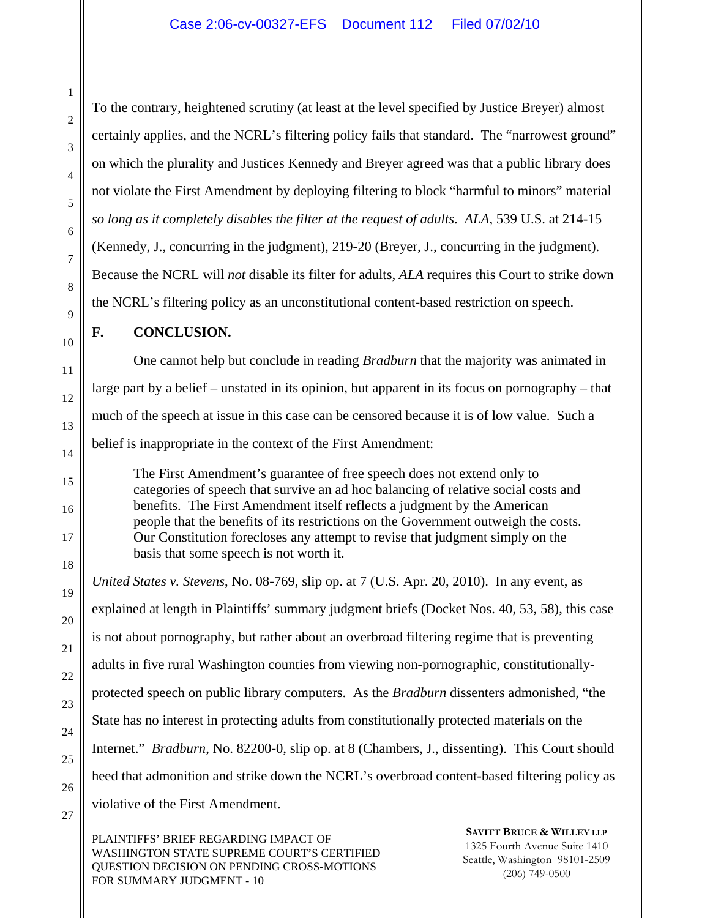To the contrary, heightened scrutiny (at least at the level specified by Justice Breyer) almost certainly applies, and the NCRL's filtering policy fails that standard. The "narrowest ground" on which the plurality and Justices Kennedy and Breyer agreed was that a public library does not violate the First Amendment by deploying filtering to block "harmful to minors" material *so long as it completely disables the filter at the request of adults*. *ALA*, 539 U.S. at 214-15 (Kennedy, J., concurring in the judgment), 219-20 (Breyer, J., concurring in the judgment). Because the NCRL will *not* disable its filter for adults, *ALA* requires this Court to strike down the NCRL's filtering policy as an unconstitutional content-based restriction on speech.

## F. CONCLUSION.

One cannot help but conclude in reading *Bradburn* that the majority was animated in large part by a belief – unstated in its opinion, but apparent in its focus on pornography – that much of the speech at issue in this case can be censored because it is of low value. Such a belief is inappropriate in the context of the First Amendment:

> The First Amendment's guarantee of free speech does not extend only to categories of speech that survive an ad hoc balancing of relative social costs and benefits. The First Amendment itself reflects a judgment by the American people that the benefits of its restrictions on the Government outweigh the costs. Our Constitution forecloses any attempt to revise that judgment simply on the basis that some speech is not worth it.

*United States v. Stevens*, No. 08-769, slip op. at 7 (U.S. Apr. 20, 2010). In any event, as explained at length in Plaintiffs' summary judgment briefs (Docket Nos. 40, 53, 58), this case is not about pornography, but rather about an overbroad filtering regime that is preventing adults in five rural Washington counties from viewing non-pornographic, constitutionally-protected speech on public library computers. As the *Bradburn* dissenters admonished, "the State has no interest in protecting adults from constitutionally protected materials on the Internet." *Bradburn*, No. 82200-0, slip op. at 8 (Chambers, J., dissenting). This Court should heed that admonition and strike down the NCRL's overbroad content-based filtering policy as violative of the First Amendment.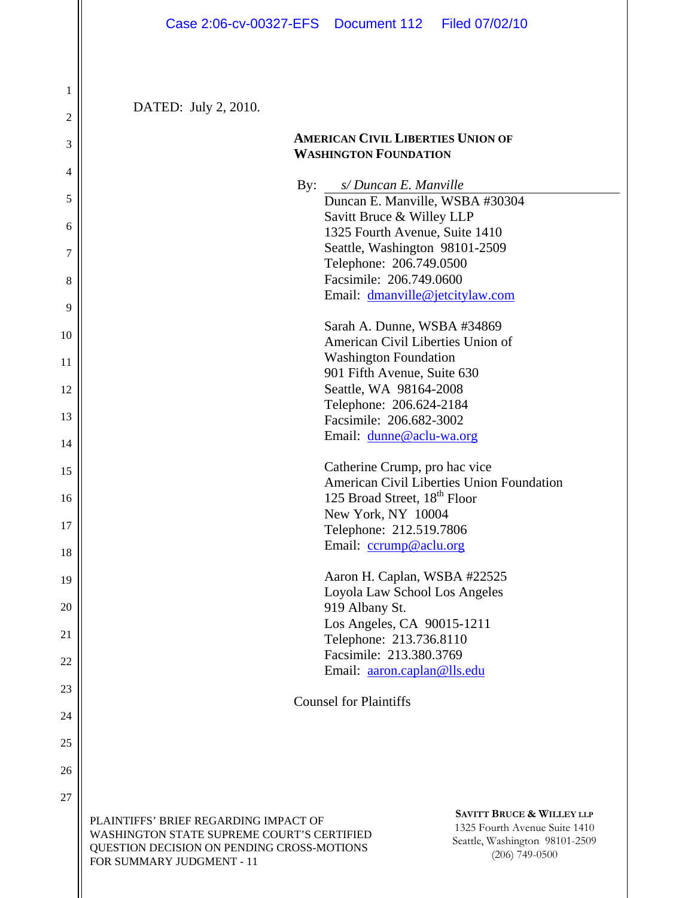DATED: July 2, 2010.

**AMERICAN CIVIL LIBERTIES UNION OF WASHINGTON FOUNDATION**

By: *s/ Duncan E. Manville*
Duncan E. Manville, WSBA #30304
Savitt Bruce & Willey LLP
1325 Fourth Avenue, Suite 1410
Seattle, Washington 98101-2509
Telephone: 206.749.0500
Facsimile: 206.749.0600
Email: dmanville@jetcitylaw.com

Sarah A. Dunne, WSBA #34869
American Civil Liberties Union of Washington Foundation
901 Fifth Avenue, Suite 630
Seattle, WA 98164-2008
Telephone: 206.624-2184
Facsimile: 206.682-3002
Email: dunne@aclu-wa.org

Catherine Crump, pro hac vice
American Civil Liberties Union Foundation
125 Broad Street, 18th Floor
New York, NY 10004
Telephone: 212.519.7806
Email: ccrump@aclu.org

Aaron H. Caplan, WSBA #22525
Loyola Law School Los Angeles
919 Albany St.
Los Angeles, CA 90015-1211
Telephone: 213.736.8110
Facsimile: 213.380.3769
Email: aaron.caplan@lls.edu

Counsel for Plaintiffs